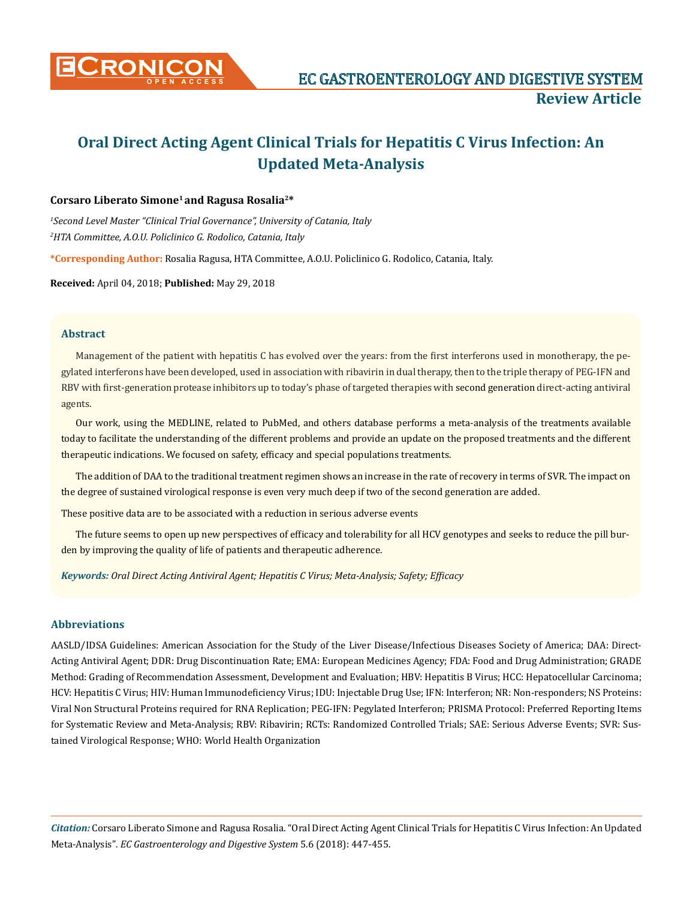# Oral Direct Acting Agent Clinical Trials for Hepatitis C Virus Infection: An Updated Meta-Analysis

**Corsaro Liberato Simone[1] and Ragusa Rosalia[2]***

*[1]Second Level Master "Clinical Trial Governance", University of Catania, Italy*

*[2]HTA Committee, A.O.U. Policlinico G. Rodolico, Catania, Italy*

***Corresponding Author:** Rosalia Ragusa, HTA Committee, A.O.U. Policlinico G. Rodolico, Catania, Italy.

**Received:** April 04, 2018; **Published:** May 29, 2018

## Abstract

Management of the patient with hepatitis C has evolved over the years: from the first interferons used in monotherapy, the pegylated interferons have been developed, used in association with ribavirin in dual therapy, then to the triple therapy of PEG-IFN and RBV with first-generation protease inhibitors up to today's phase of targeted therapies with second generation direct-acting antiviral agents.

Our work, using the MEDLINE, related to PubMed, and others database performs a meta-analysis of the treatments available today to facilitate the understanding of the different problems and provide an update on the proposed treatments and the different therapeutic indications. We focused on safety, efficacy and special populations treatments.

The addition of DAA to the traditional treatment regimen shows an increase in the rate of recovery in terms of SVR. The impact on the degree of sustained virological response is even very much deep if two of the second generation are added.

These positive data are to be associated with a reduction in serious adverse events

The future seems to open up new perspectives of efficacy and tolerability for all HCV genotypes and seeks to reduce the pill burden by improving the quality of life of patients and therapeutic adherence.

***Keywords:** Oral Direct Acting Antiviral Agent; Hepatitis C Virus; Meta-Analysis; Safety; Efficacy*

## Abbreviations

AASLD/IDSA Guidelines: American Association for the Study of the Liver Disease/Infectious Diseases Society of America; DAA: Direct-Acting Antiviral Agent; DDR: Drug Discontinuation Rate; EMA: European Medicines Agency; FDA: Food and Drug Administration; GRADE Method: Grading of Recommendation Assessment, Development and Evaluation; HBV: Hepatitis B Virus; HCC: Hepatocellular Carcinoma; HCV: Hepatitis C Virus; HIV: Human Immunodeficiency Virus; IDU: Injectable Drug Use; IFN: Interferon; NR: Non-responders; NS Proteins: Viral Non Structural Proteins required for RNA Replication; PEG-IFN: Pegylated Interferon; PRISMA Protocol: Preferred Reporting Items for Systematic Review and Meta-Analysis; RBV: Ribavirin; RCTs: Randomized Controlled Trials; SAE: Serious Adverse Events; SVR: Sustained Virological Response; WHO: World Health Organization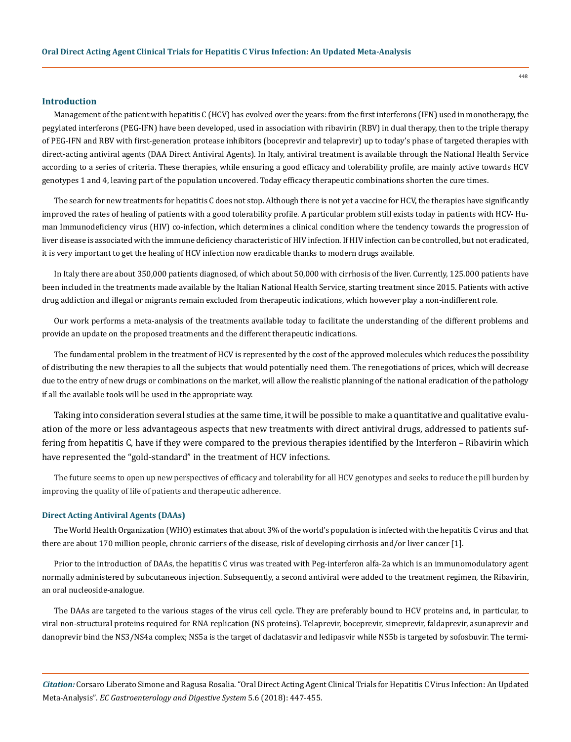## Introduction

Management of the patient with hepatitis C (HCV) has evolved over the years: from the first interferons (IFN) used in monotherapy, the pegylated interferons (PEG-IFN) have been developed, used in association with ribavirin (RBV) in dual therapy, then to the triple therapy of PEG-IFN and RBV with first-generation protease inhibitors (boceprevir and telaprevir) up to today's phase of targeted therapies with direct-acting antiviral agents (DAA Direct Antiviral Agents). In Italy, antiviral treatment is available through the National Health Service according to a series of criteria. These therapies, while ensuring a good efficacy and tolerability profile, are mainly active towards HCV genotypes 1 and 4, leaving part of the population uncovered. Today efficacy therapeutic combinations shorten the cure times.

The search for new treatments for hepatitis C does not stop. Although there is not yet a vaccine for HCV, the therapies have significantly improved the rates of healing of patients with a good tolerability profile. A particular problem still exists today in patients with HCV- Human Immunodeficiency virus (HIV) co-infection, which determines a clinical condition where the tendency towards the progression of liver disease is associated with the immune deficiency characteristic of HIV infection. If HIV infection can be controlled, but not eradicated, it is very important to get the healing of HCV infection now eradicable thanks to modern drugs available.

In Italy there are about 350,000 patients diagnosed, of which about 50,000 with cirrhosis of the liver. Currently, 125.000 patients have been included in the treatments made available by the Italian National Health Service, starting treatment since 2015. Patients with active drug addiction and illegal or migrants remain excluded from therapeutic indications, which however play a non-indifferent role.

Our work performs a meta-analysis of the treatments available today to facilitate the understanding of the different problems and provide an update on the proposed treatments and the different therapeutic indications.

The fundamental problem in the treatment of HCV is represented by the cost of the approved molecules which reduces the possibility of distributing the new therapies to all the subjects that would potentially need them. The renegotiations of prices, which will decrease due to the entry of new drugs or combinations on the market, will allow the realistic planning of the national eradication of the pathology if all the available tools will be used in the appropriate way.

Taking into consideration several studies at the same time, it will be possible to make a quantitative and qualitative evaluation of the more or less advantageous aspects that new treatments with direct antiviral drugs, addressed to patients suffering from hepatitis C, have if they were compared to the previous therapies identified by the Interferon – Ribavirin which have represented the "gold-standard" in the treatment of HCV infections.

The future seems to open up new perspectives of efficacy and tolerability for all HCV genotypes and seeks to reduce the pill burden by improving the quality of life of patients and therapeutic adherence.

### Direct Acting Antiviral Agents (DAAs)

The World Health Organization (WHO) estimates that about 3% of the world's population is infected with the hepatitis C virus and that there are about 170 million people, chronic carriers of the disease, risk of developing cirrhosis and/or liver cancer [1].

Prior to the introduction of DAAs, the hepatitis C virus was treated with Peg-interferon alfa-2a which is an immunomodulatory agent normally administered by subcutaneous injection. Subsequently, a second antiviral were added to the treatment regimen, the Ribavirin, an oral nucleoside-analogue.

The DAAs are targeted to the various stages of the virus cell cycle. They are preferably bound to HCV proteins and, in particular, to viral non-structural proteins required for RNA replication (NS proteins). Telaprevir, boceprevir, simeprevir, faldaprevir, asunaprevir and danoprevir bind the NS3/NS4a complex; NS5a is the target of daclatasvir and ledipasvir while NS5b is targeted by sofosbuvir. The termi-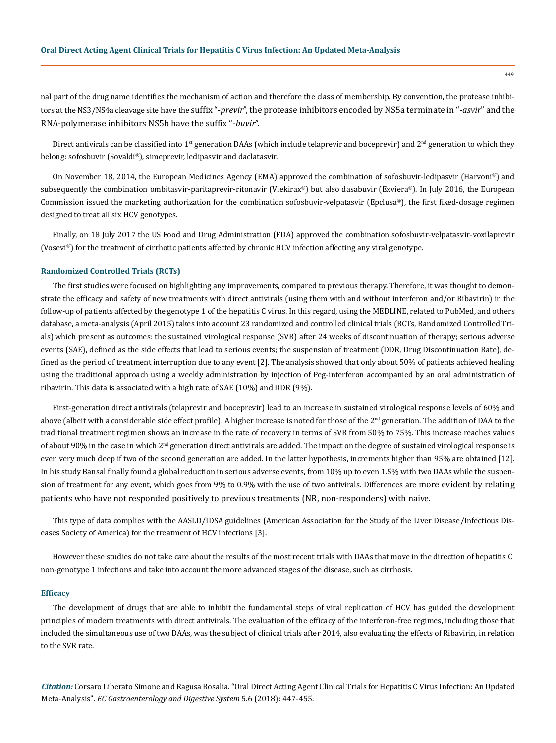nal part of the drug name identifies the mechanism of action and therefore the class of membership. By convention, the protease inhibitors at the NS3/NS4a cleavage site have the suffix "-*previr*", the protease inhibitors encoded by NS5a terminate in "-*asvir*" and the RNA-polymerase inhibitors NS5b have the suffix "-*buvir*".

Direct antivirals can be classified into 1st generation DAAs (which include telaprevir and boceprevir) and 2nd generation to which they belong: sofosbuvir (Sovaldi®), simeprevir, ledipasvir and daclatasvir.

On November 18, 2014, the European Medicines Agency (EMA) approved the combination of sofosbuvir-ledipasvir (Harvoni®) and subsequently the combination ombitasvir-paritaprevir-ritonavir (Viekirax®) but also dasabuvir (Exviera®). In July 2016, the European Commission issued the marketing authorization for the combination sofosbuvir-velpatasvir (Epclusa®), the first fixed-dosage regimen designed to treat all six HCV genotypes.

Finally, on 18 July 2017 the US Food and Drug Administration (FDA) approved the combination sofosbuvir-velpatasvir-voxilaprevir (Vosevi®) for the treatment of cirrhotic patients affected by chronic HCV infection affecting any viral genotype.

### Randomized Controlled Trials (RCTs)

The first studies were focused on highlighting any improvements, compared to previous therapy. Therefore, it was thought to demonstrate the efficacy and safety of new treatments with direct antivirals (using them with and without interferon and/or Ribavirin) in the follow-up of patients affected by the genotype 1 of the hepatitis C virus. In this regard, using the MEDLINE, related to PubMed, and others database, a meta-analysis (April 2015) takes into account 23 randomized and controlled clinical trials (RCTs, Randomized Controlled Trials) which present as outcomes: the sustained virological response (SVR) after 24 weeks of discontinuation of therapy; serious adverse events (SAE), defined as the side effects that lead to serious events; the suspension of treatment (DDR, Drug Discontinuation Rate), defined as the period of treatment interruption due to any event [2]. The analysis showed that only about 50% of patients achieved healing using the traditional approach using a weekly administration by injection of Peg-interferon accompanied by an oral administration of ribavirin. This data is associated with a high rate of SAE (10%) and DDR (9%).

First-generation direct antivirals (telaprevir and boceprevir) lead to an increase in sustained virological response levels of 60% and above (albeit with a considerable side effect profile). A higher increase is noted for those of the 2nd generation. The addition of DAA to the traditional treatment regimen shows an increase in the rate of recovery in terms of SVR from 50% to 75%. This increase reaches values of about 90% in the case in which 2nd generation direct antivirals are added. The impact on the degree of sustained virological response is even very much deep if two of the second generation are added. In the latter hypothesis, increments higher than 95% are obtained [12]. In his study Bansal finally found a global reduction in serious adverse events, from 10% up to even 1.5% with two DAAs while the suspension of treatment for any event, which goes from 9% to 0.9% with the use of two antivirals. Differences are more evident by relating patients who have not responded positively to previous treatments (NR, non-responders) with naive.

This type of data complies with the AASLD/IDSA guidelines (American Association for the Study of the Liver Disease/Infectious Diseases Society of America) for the treatment of HCV infections [3].

However these studies do not take care about the results of the most recent trials with DAAs that move in the direction of hepatitis C non-genotype 1 infections and take into account the more advanced stages of the disease, such as cirrhosis.

### Efficacy

The development of drugs that are able to inhibit the fundamental steps of viral replication of HCV has guided the development principles of modern treatments with direct antivirals. The evaluation of the efficacy of the interferon-free regimes, including those that included the simultaneous use of two DAAs, was the subject of clinical trials after 2014, also evaluating the effects of Ribavirin, in relation to the SVR rate.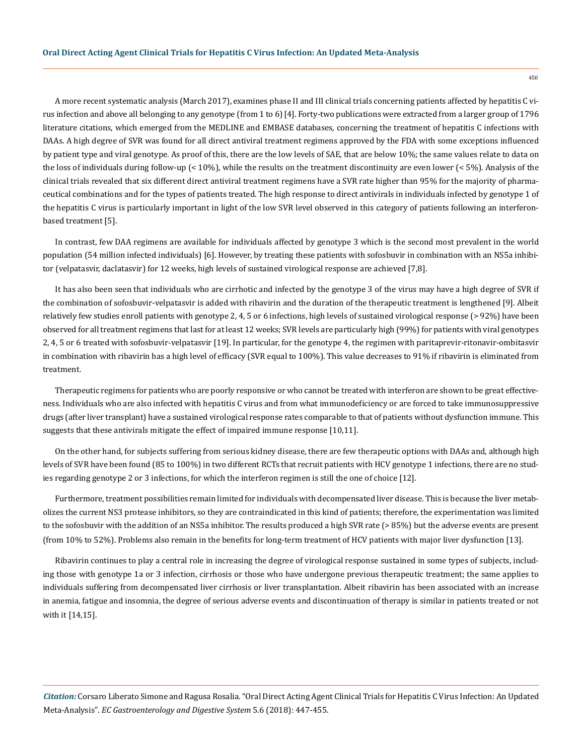A more recent systematic analysis (March 2017), examines phase II and III clinical trials concerning patients affected by hepatitis C virus infection and above all belonging to any genotype (from 1 to 6) [4]. Forty-two publications were extracted from a larger group of 1796 literature citations, which emerged from the MEDLINE and EMBASE databases, concerning the treatment of hepatitis C infections with DAAs. A high degree of SVR was found for all direct antiviral treatment regimens approved by the FDA with some exceptions influenced by patient type and viral genotype. As proof of this, there are the low levels of SAE, that are below 10%; the same values relate to data on the loss of individuals during follow-up (< 10%), while the results on the treatment discontinuity are even lower (< 5%). Analysis of the clinical trials revealed that six different direct antiviral treatment regimens have a SVR rate higher than 95% for the majority of pharmaceutical combinations and for the types of patients treated. The high response to direct antivirals in individuals infected by genotype 1 of the hepatitis C virus is particularly important in light of the low SVR level observed in this category of patients following an interferon-based treatment [5].

In contrast, few DAA regimens are available for individuals affected by genotype 3 which is the second most prevalent in the world population (54 million infected individuals) [6]. However, by treating these patients with sofosbuvir in combination with an NS5a inhibitor (velpatasvir, daclatasvir) for 12 weeks, high levels of sustained virological response are achieved [7,8].

It has also been seen that individuals who are cirrhotic and infected by the genotype 3 of the virus may have a high degree of SVR if the combination of sofosbuvir-velpatasvir is added with ribavirin and the duration of the therapeutic treatment is lengthened [9]. Albeit relatively few studies enroll patients with genotype 2, 4, 5 or 6 infections, high levels of sustained virological response (> 92%) have been observed for all treatment regimens that last for at least 12 weeks; SVR levels are particularly high (99%) for patients with viral genotypes 2, 4, 5 or 6 treated with sofosbuvir-velpatasvir [19]. In particular, for the genotype 4, the regimen with paritaprevir-ritonavir-ombitasvir in combination with ribavirin has a high level of efficacy (SVR equal to 100%). This value decreases to 91% if ribavirin is eliminated from treatment.

Therapeutic regimens for patients who are poorly responsive or who cannot be treated with interferon are shown to be great effectiveness. Individuals who are also infected with hepatitis C virus and from what immunodeficiency or are forced to take immunosuppressive drugs (after liver transplant) have a sustained virological response rates comparable to that of patients without dysfunction immune. This suggests that these antivirals mitigate the effect of impaired immune response [10,11].

On the other hand, for subjects suffering from serious kidney disease, there are few therapeutic options with DAAs and, although high levels of SVR have been found (85 to 100%) in two different RCTs that recruit patients with HCV genotype 1 infections, there are no studies regarding genotype 2 or 3 infections, for which the interferon regimen is still the one of choice [12].

Furthermore, treatment possibilities remain limited for individuals with decompensated liver disease. This is because the liver metabolizes the current NS3 protease inhibitors, so they are contraindicated in this kind of patients; therefore, the experimentation was limited to the sofosbuvir with the addition of an NS5a inhibitor. The results produced a high SVR rate (> 85%) but the adverse events are present (from 10% to 52%). Problems also remain in the benefits for long-term treatment of HCV patients with major liver dysfunction [13].

Ribavirin continues to play a central role in increasing the degree of virological response sustained in some types of subjects, including those with genotype 1a or 3 infection, cirrhosis or those who have undergone previous therapeutic treatment; the same applies to individuals suffering from decompensated liver cirrhosis or liver transplantation. Albeit ribavirin has been associated with an increase in anemia, fatigue and insomnia, the degree of serious adverse events and discontinuation of therapy is similar in patients treated or not with it [14,15].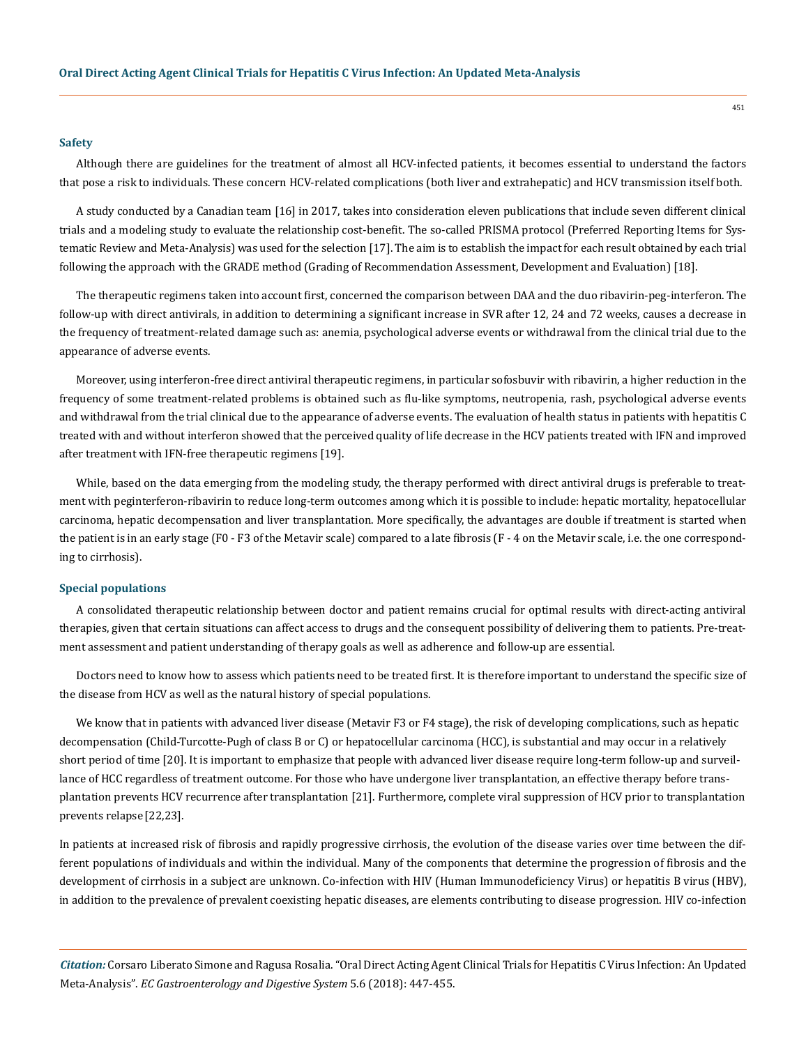## Safety

Although there are guidelines for the treatment of almost all HCV-infected patients, it becomes essential to understand the factors that pose a risk to individuals. These concern HCV-related complications (both liver and extrahepatic) and HCV transmission itself both.

A study conducted by a Canadian team [16] in 2017, takes into consideration eleven publications that include seven different clinical trials and a modeling study to evaluate the relationship cost-benefit. The so-called PRISMA protocol (Preferred Reporting Items for Systematic Review and Meta-Analysis) was used for the selection [17]. The aim is to establish the impact for each result obtained by each trial following the approach with the GRADE method (Grading of Recommendation Assessment, Development and Evaluation) [18].

The therapeutic regimens taken into account first, concerned the comparison between DAA and the duo ribavirin-peg-interferon. The follow-up with direct antivirals, in addition to determining a significant increase in SVR after 12, 24 and 72 weeks, causes a decrease in the frequency of treatment-related damage such as: anemia, psychological adverse events or withdrawal from the clinical trial due to the appearance of adverse events.

Moreover, using interferon-free direct antiviral therapeutic regimens, in particular sofosbuvir with ribavirin, a higher reduction in the frequency of some treatment-related problems is obtained such as flu-like symptoms, neutropenia, rash, psychological adverse events and withdrawal from the trial clinical due to the appearance of adverse events. The evaluation of health status in patients with hepatitis C treated with and without interferon showed that the perceived quality of life decrease in the HCV patients treated with IFN and improved after treatment with IFN-free therapeutic regimens [19].

While, based on the data emerging from the modeling study, the therapy performed with direct antiviral drugs is preferable to treatment with peginterferon-ribavirin to reduce long-term outcomes among which it is possible to include: hepatic mortality, hepatocellular carcinoma, hepatic decompensation and liver transplantation. More specifically, the advantages are double if treatment is started when the patient is in an early stage (F0 - F3 of the Metavir scale) compared to a late fibrosis (F - 4 on the Metavir scale, i.e. the one corresponding to cirrhosis).

## Special populations

A consolidated therapeutic relationship between doctor and patient remains crucial for optimal results with direct-acting antiviral therapies, given that certain situations can affect access to drugs and the consequent possibility of delivering them to patients. Pre-treatment assessment and patient understanding of therapy goals as well as adherence and follow-up are essential.

Doctors need to know how to assess which patients need to be treated first. It is therefore important to understand the specific size of the disease from HCV as well as the natural history of special populations.

We know that in patients with advanced liver disease (Metavir F3 or F4 stage), the risk of developing complications, such as hepatic decompensation (Child-Turcotte-Pugh of class B or C) or hepatocellular carcinoma (HCC), is substantial and may occur in a relatively short period of time [20]. It is important to emphasize that people with advanced liver disease require long-term follow-up and surveillance of HCC regardless of treatment outcome. For those who have undergone liver transplantation, an effective therapy before transplantation prevents HCV recurrence after transplantation [21]. Furthermore, complete viral suppression of HCV prior to transplantation prevents relapse [22,23].

In patients at increased risk of fibrosis and rapidly progressive cirrhosis, the evolution of the disease varies over time between the different populations of individuals and within the individual. Many of the components that determine the progression of fibrosis and the development of cirrhosis in a subject are unknown. Co-infection with HIV (Human Immunodeficiency Virus) or hepatitis B virus (HBV), in addition to the prevalence of prevalent coexisting hepatic diseases, are elements contributing to disease progression. HIV co-infection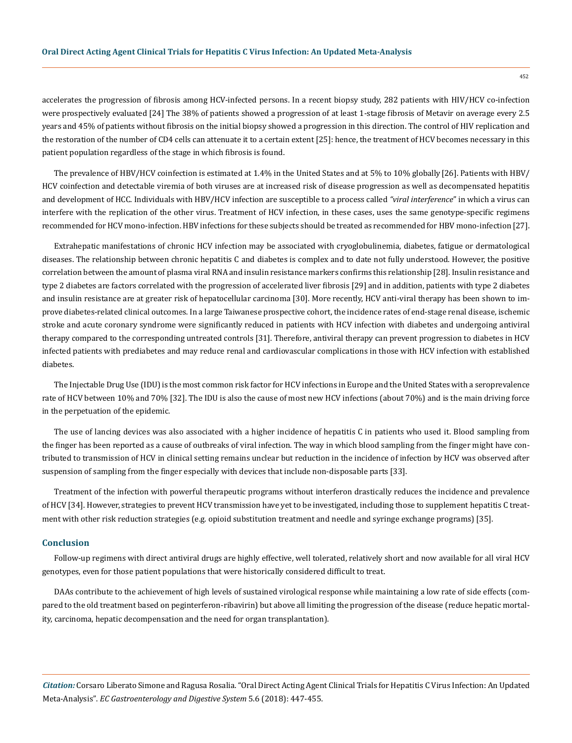accelerates the progression of fibrosis among HCV-infected persons. In a recent biopsy study, 282 patients with HIV/HCV co-infection were prospectively evaluated [24] The 38% of patients showed a progression of at least 1-stage fibrosis of Metavir on average every 2.5 years and 45% of patients without fibrosis on the initial biopsy showed a progression in this direction. The control of HIV replication and the restoration of the number of CD4 cells can attenuate it to a certain extent [25]: hence, the treatment of HCV becomes necessary in this patient population regardless of the stage in which fibrosis is found.

The prevalence of HBV/HCV coinfection is estimated at 1.4% in the United States and at 5% to 10% globally [26]. Patients with HBV/HCV coinfection and detectable viremia of both viruses are at increased risk of disease progression as well as decompensated hepatitis and development of HCC. Individuals with HBV/HCV infection are susceptible to a process called *"viral interference"* in which a virus can interfere with the replication of the other virus. Treatment of HCV infection, in these cases, uses the same genotype-specific regimens recommended for HCV mono-infection. HBV infections for these subjects should be treated as recommended for HBV mono-infection [27].

Extrahepatic manifestations of chronic HCV infection may be associated with cryoglobulinemia, diabetes, fatigue or dermatological diseases. The relationship between chronic hepatitis C and diabetes is complex and to date not fully understood. However, the positive correlation between the amount of plasma viral RNA and insulin resistance markers confirms this relationship [28]. Insulin resistance and type 2 diabetes are factors correlated with the progression of accelerated liver fibrosis [29] and in addition, patients with type 2 diabetes and insulin resistance are at greater risk of hepatocellular carcinoma [30]. More recently, HCV anti-viral therapy has been shown to improve diabetes-related clinical outcomes. In a large Taiwanese prospective cohort, the incidence rates of end-stage renal disease, ischemic stroke and acute coronary syndrome were significantly reduced in patients with HCV infection with diabetes and undergoing antiviral therapy compared to the corresponding untreated controls [31]. Therefore, antiviral therapy can prevent progression to diabetes in HCV infected patients with prediabetes and may reduce renal and cardiovascular complications in those with HCV infection with established diabetes.

The Injectable Drug Use (IDU) is the most common risk factor for HCV infections in Europe and the United States with a seroprevalence rate of HCV between 10% and 70% [32]. The IDU is also the cause of most new HCV infections (about 70%) and is the main driving force in the perpetuation of the epidemic.

The use of lancing devices was also associated with a higher incidence of hepatitis C in patients who used it. Blood sampling from the finger has been reported as a cause of outbreaks of viral infection. The way in which blood sampling from the finger might have contributed to transmission of HCV in clinical setting remains unclear but reduction in the incidence of infection by HCV was observed after suspension of sampling from the finger especially with devices that include non-disposable parts [33].

Treatment of the infection with powerful therapeutic programs without interferon drastically reduces the incidence and prevalence of HCV [34]. However, strategies to prevent HCV transmission have yet to be investigated, including those to supplement hepatitis C treatment with other risk reduction strategies (e.g. opioid substitution treatment and needle and syringe exchange programs) [35].

## Conclusion

Follow-up regimens with direct antiviral drugs are highly effective, well tolerated, relatively short and now available for all viral HCV genotypes, even for those patient populations that were historically considered difficult to treat.

DAAs contribute to the achievement of high levels of sustained virological response while maintaining a low rate of side effects (compared to the old treatment based on peginterferon-ribavirin) but above all limiting the progression of the disease (reduce hepatic mortality, carcinoma, hepatic decompensation and the need for organ transplantation).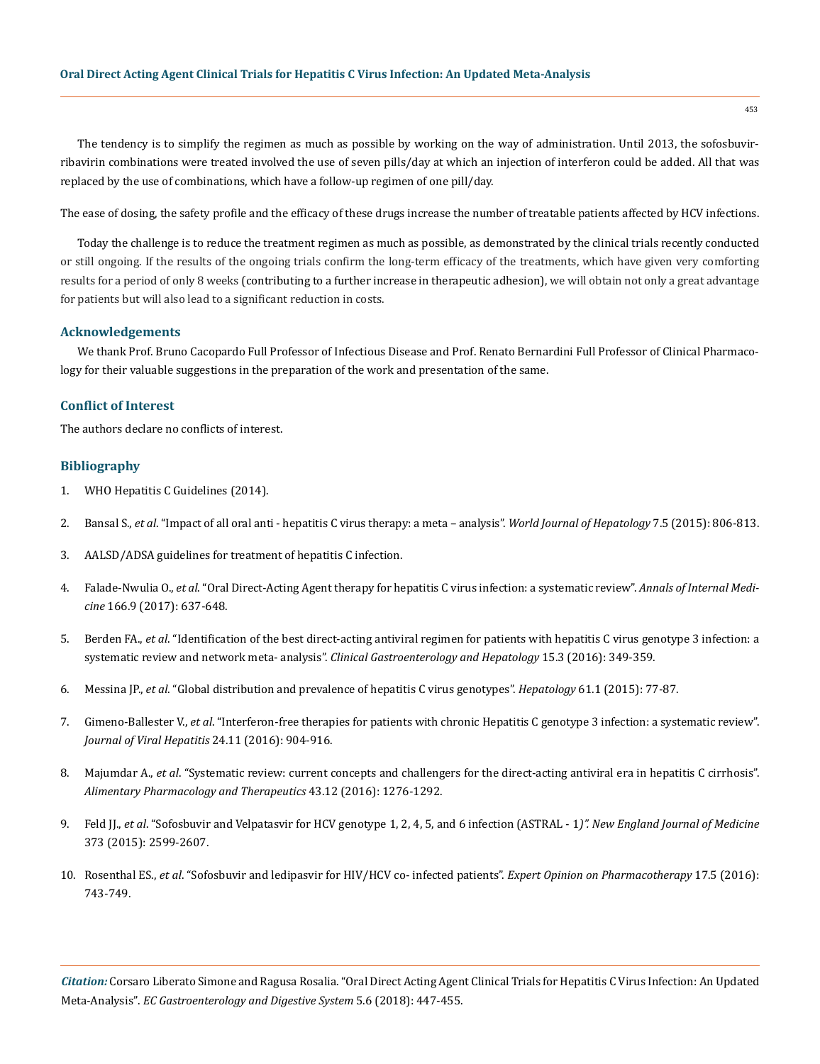The tendency is to simplify the regimen as much as possible by working on the way of administration. Until 2013, the sofosbuvir-ribavirin combinations were treated involved the use of seven pills/day at which an injection of interferon could be added. All that was replaced by the use of combinations, which have a follow-up regimen of one pill/day.

The ease of dosing, the safety profile and the efficacy of these drugs increase the number of treatable patients affected by HCV infections.

Today the challenge is to reduce the treatment regimen as much as possible, as demonstrated by the clinical trials recently conducted or still ongoing. If the results of the ongoing trials confirm the long-term efficacy of the treatments, which have given very comforting results for a period of only 8 weeks (contributing to a further increase in therapeutic adhesion), we will obtain not only a great advantage for patients but will also lead to a significant reduction in costs.

## Acknowledgements

We thank Prof. Bruno Cacopardo Full Professor of Infectious Disease and Prof. Renato Bernardini Full Professor of Clinical Pharmacology for their valuable suggestions in the preparation of the work and presentation of the same.

## Conflict of Interest

The authors declare no conflicts of interest.

## Bibliography

1. WHO Hepatitis C Guidelines (2014).
2. Bansal S., *et al*. "Impact of all oral anti - hepatitis C virus therapy: a meta – analysis". *World Journal of Hepatology* 7.5 (2015): 806-813.
3. AALSD/ADSA guidelines for treatment of hepatitis C infection.
4. Falade-Nwulia O., *et al*. "Oral Direct-Acting Agent therapy for hepatitis C virus infection: a systematic review". *Annals of Internal Medicine* 166.9 (2017): 637-648.
5. Berden FA., *et al*. "Identification of the best direct-acting antiviral regimen for patients with hepatitis C virus genotype 3 infection: a systematic review and network meta- analysis". *Clinical Gastroenterology and Hepatology* 15.3 (2016): 349-359.
6. Messina JP., *et al*. "Global distribution and prevalence of hepatitis C virus genotypes". *Hepatology* 61.1 (2015): 77-87.
7. Gimeno-Ballester V., *et al*. "Interferon-free therapies for patients with chronic Hepatitis C genotype 3 infection: a systematic review". *Journal of Viral Hepatitis* 24.11 (2016): 904-916.
8. Majumdar A., *et al*. "Systematic review: current concepts and challengers for the direct-acting antiviral era in hepatitis C cirrhosis". *Alimentary Pharmacology and Therapeutics* 43.12 (2016): 1276-1292.
9. Feld JJ., *et al*. "Sofosbuvir and Velpatasvir for HCV genotype 1, 2, 4, 5, and 6 infection (ASTRAL - 1*)". New England Journal of Medicine* 373 (2015): 2599-2607.
10. Rosenthal ES., *et al*. "Sofosbuvir and ledipasvir for HIV/HCV co- infected patients". *Expert Opinion on Pharmacotherapy* 17.5 (2016): 743-749.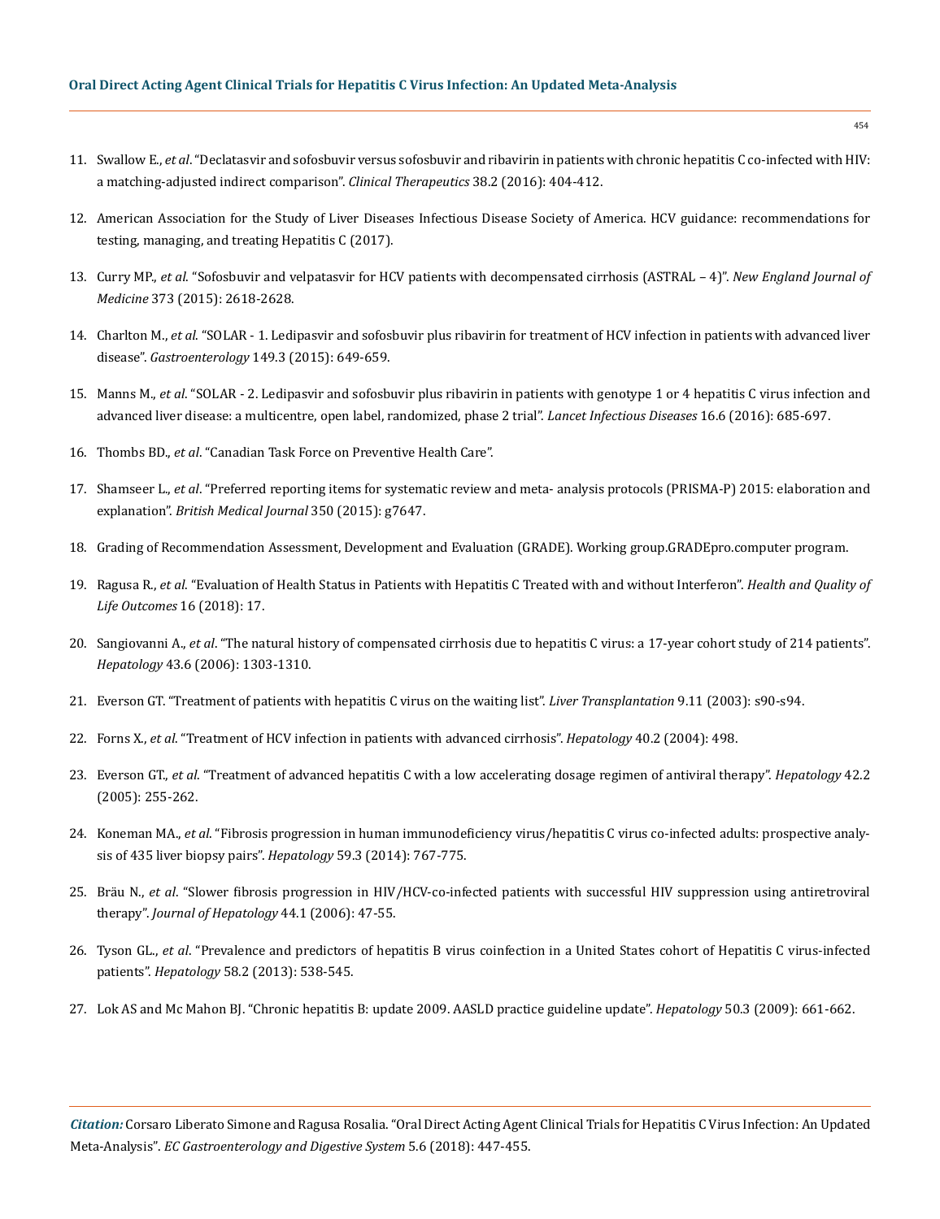11. Swallow E., *et al*. "Declatasvir and sofosbuvir versus sofosbuvir and ribavirin in patients with chronic hepatitis C co-infected with HIV: a matching-adjusted indirect comparison". *Clinical Therapeutics* 38.2 (2016): 404-412.

12. American Association for the Study of Liver Diseases Infectious Disease Society of America. HCV guidance: recommendations for testing, managing, and treating Hepatitis C (2017).

13. Curry MP., *et al*. "Sofosbuvir and velpatasvir for HCV patients with decompensated cirrhosis (ASTRAL – 4)". *New England Journal of Medicine* 373 (2015): 2618-2628.

14. Charlton M., *et al*. "SOLAR - 1. Ledipasvir and sofosbuvir plus ribavirin for treatment of HCV infection in patients with advanced liver disease". *Gastroenterology* 149.3 (2015): 649-659.

15. Manns M., *et al*. "SOLAR - 2. Ledipasvir and sofosbuvir plus ribavirin in patients with genotype 1 or 4 hepatitis C virus infection and advanced liver disease: a multicentre, open label, randomized, phase 2 trial". *Lancet Infectious Diseases* 16.6 (2016): 685-697.

16. Thombs BD., *et al*. "Canadian Task Force on Preventive Health Care".

17. Shamseer L., *et al*. "Preferred reporting items for systematic review and meta- analysis protocols (PRISMA-P) 2015: elaboration and explanation". *British Medical Journal* 350 (2015): g7647.

18. Grading of Recommendation Assessment, Development and Evaluation (GRADE). Working group.GRADEpro.computer program.

19. Ragusa R., *et al*. "Evaluation of Health Status in Patients with Hepatitis C Treated with and without Interferon". *Health and Quality of Life Outcomes* 16 (2018): 17.

20. Sangiovanni A., *et al*. "The natural history of compensated cirrhosis due to hepatitis C virus: a 17-year cohort study of 214 patients". *Hepatology* 43.6 (2006): 1303-1310.

21. Everson GT. "Treatment of patients with hepatitis C virus on the waiting list". *Liver Transplantation* 9.11 (2003): s90-s94.

22. Forns X., *et al*. "Treatment of HCV infection in patients with advanced cirrhosis". *Hepatology* 40.2 (2004): 498.

23. Everson GT., *et al*. "Treatment of advanced hepatitis C with a low accelerating dosage regimen of antiviral therapy". *Hepatology* 42.2 (2005): 255-262.

24. Koneman MA., *et al*. "Fibrosis progression in human immunodeficiency virus/hepatitis C virus co-infected adults: prospective analysis of 435 liver biopsy pairs". *Hepatology* 59.3 (2014): 767-775.

25. Bräu N., *et al*. "Slower fibrosis progression in HIV/HCV-co-infected patients with successful HIV suppression using antiretroviral therapy". *Journal of Hepatology* 44.1 (2006): 47-55.

26. Tyson GL., *et al*. "Prevalence and predictors of hepatitis B virus coinfection in a United States cohort of Hepatitis C virus-infected patients". *Hepatology* 58.2 (2013): 538-545.

27. Lok AS and Mc Mahon BJ. "Chronic hepatitis B: update 2009. AASLD practice guideline update". *Hepatology* 50.3 (2009): 661-662.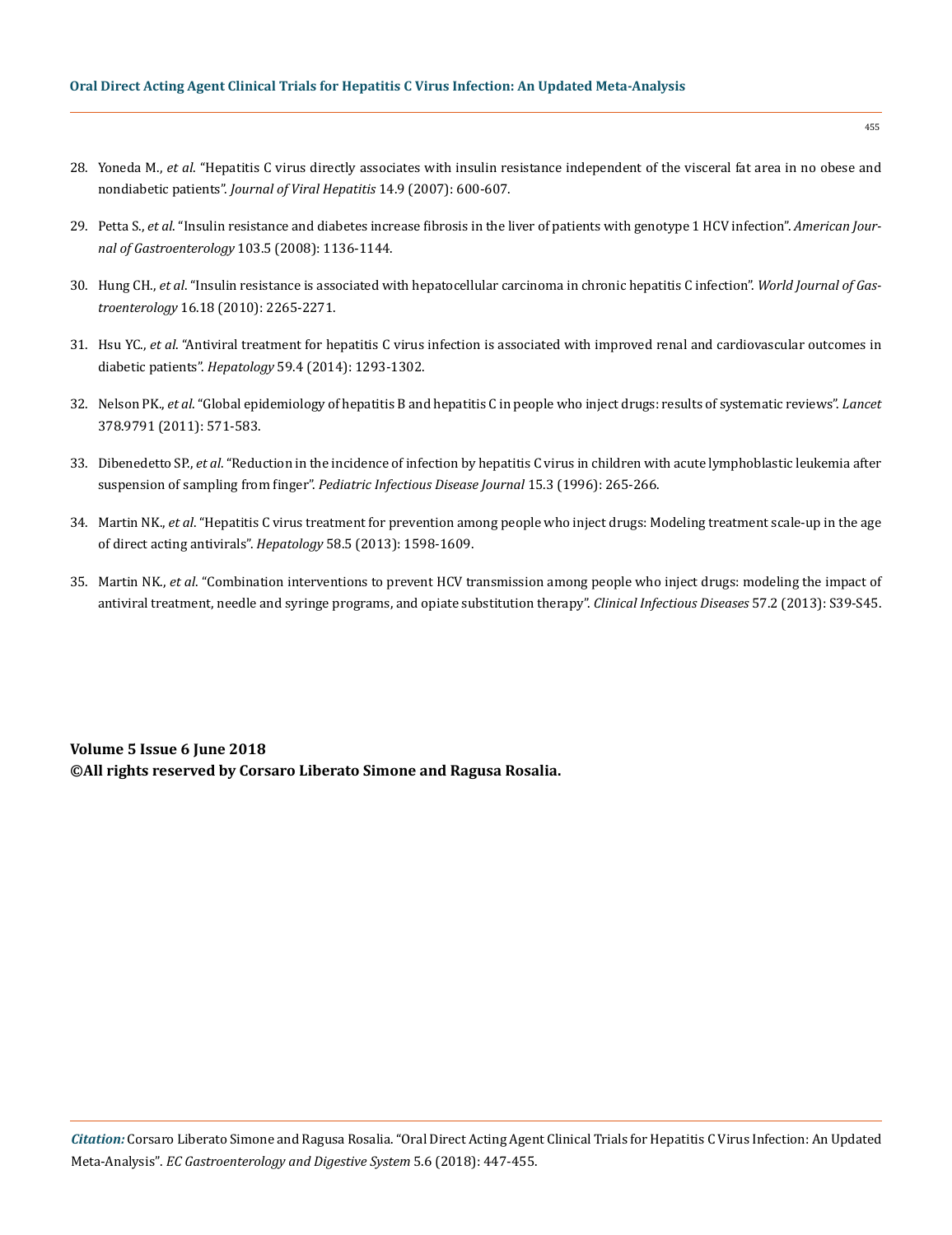28. Yoneda M., *et al*. "Hepatitis C virus directly associates with insulin resistance independent of the visceral fat area in no obese and nondiabetic patients". *Journal of Viral Hepatitis* 14.9 (2007): 600-607.

29. Petta S., *et al*. "Insulin resistance and diabetes increase fibrosis in the liver of patients with genotype 1 HCV infection". *American Journal of Gastroenterology* 103.5 (2008): 1136-1144.

30. Hung CH., *et al*. "Insulin resistance is associated with hepatocellular carcinoma in chronic hepatitis C infection". *World Journal of Gastroenterology* 16.18 (2010): 2265-2271.

31. Hsu YC., *et al*. "Antiviral treatment for hepatitis C virus infection is associated with improved renal and cardiovascular outcomes in diabetic patients". *Hepatology* 59.4 (2014): 1293-1302.

32. Nelson PK., *et al*. "Global epidemiology of hepatitis B and hepatitis C in people who inject drugs: results of systematic reviews". *Lancet* 378.9791 (2011): 571-583.

33. Dibenedetto SP., *et al*. "Reduction in the incidence of infection by hepatitis C virus in children with acute lymphoblastic leukemia after suspension of sampling from finger". *Pediatric Infectious Disease Journal* 15.3 (1996): 265-266.

34. Martin NK., *et al*. "Hepatitis C virus treatment for prevention among people who inject drugs: Modeling treatment scale-up in the age of direct acting antivirals". *Hepatology* 58.5 (2013): 1598-1609.

35. Martin NK., *et al*. "Combination interventions to prevent HCV transmission among people who inject drugs: modeling the impact of antiviral treatment, needle and syringe programs, and opiate substitution therapy". *Clinical Infectious Diseases* 57.2 (2013): S39-S45.

**Volume 5 Issue 6 June 2018**
**©All rights reserved by Corsaro Liberato Simone and Ragusa Rosalia.**